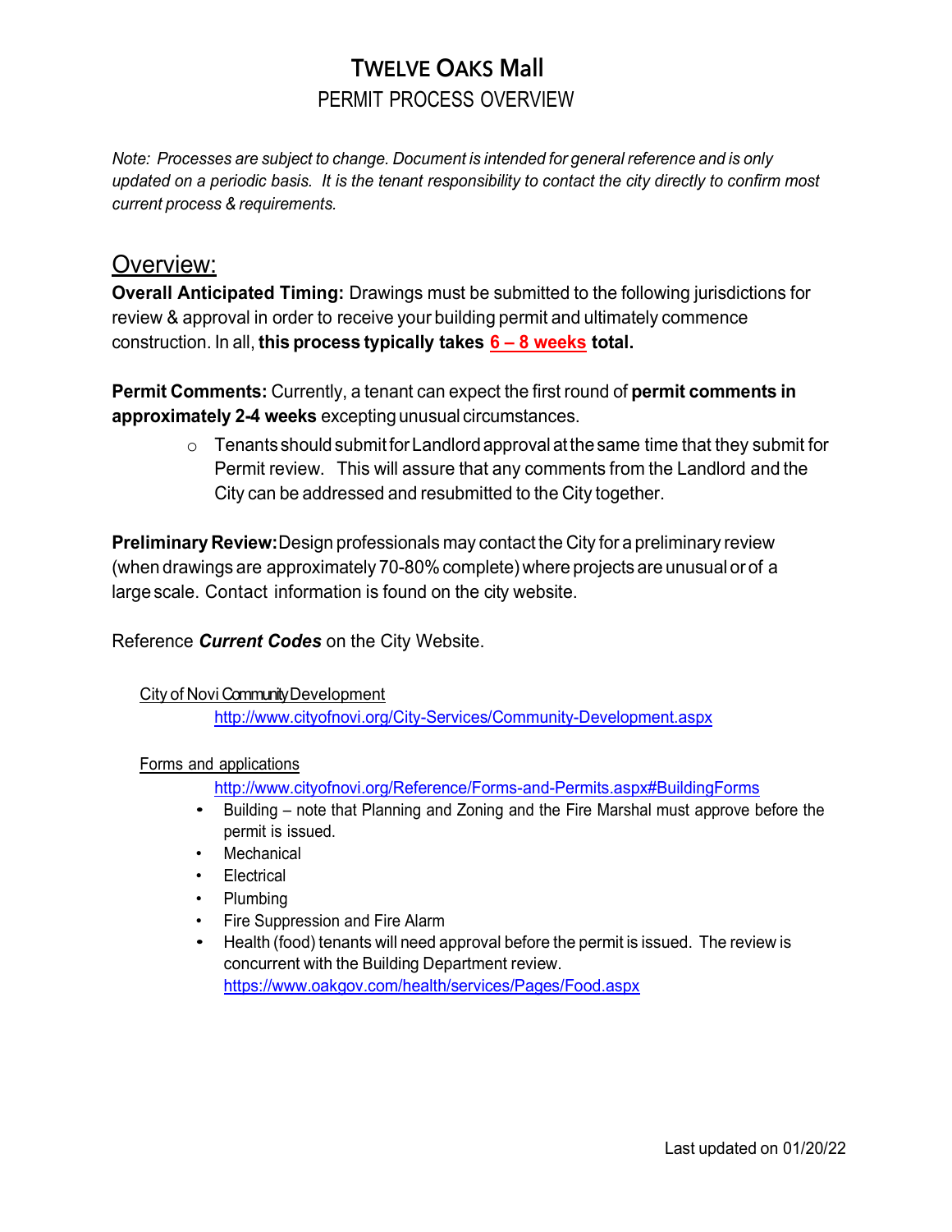# TWELVE OAKS Mall

## PERMIT PROCESS OVERVIEW

*Note: Processes are subject to change. Document is intended for general reference and is only updated on a periodic basis. It is the tenant responsibility to contact the city directly to confirm most current process & requirements.*

## Overview:

**Overall Anticipated Timing:** Drawings must be submitted to the following jurisdictions for review & approval in order to receive your building permit and ultimately commence construction. In all, **this process typically takes 6 – 8 weeks total.**

**Permit Comments:** Currently, a tenant can expect the first round of **permit comments in approximately 2-4 weeks** excepting unusual circumstances.

- Tenants should submit for Landlord approval at the same time that they submit for Permit review. This will assure that any comments from the Landlord and the City can be addressed and resubmitted to the City together.

**Preliminary Review:** Design professionals may contact the City for a preliminary review (when drawings are approximately 70-80% complete) where projects are unusual or of a large scale. Contact information is found on the city website.

Reference ***Current Codes*** on the City Website.

City of Novi Community Development

http://www.cityofnovi.org/City-Services/Community-Development.aspx

Forms and applications

http://www.cityofnovi.org/Reference/Forms-and-Permits.aspx#BuildingForms

- Building – note that Planning and Zoning and the Fire Marshal must approve before the permit is issued.
- Mechanical
- Electrical
- Plumbing
- Fire Suppression and Fire Alarm
- Health (food) tenants will need approval before the permit is issued. The review is concurrent with the Building Department review.
  https://www.oakgov.com/health/services/Pages/Food.aspx

Last updated on 01/20/22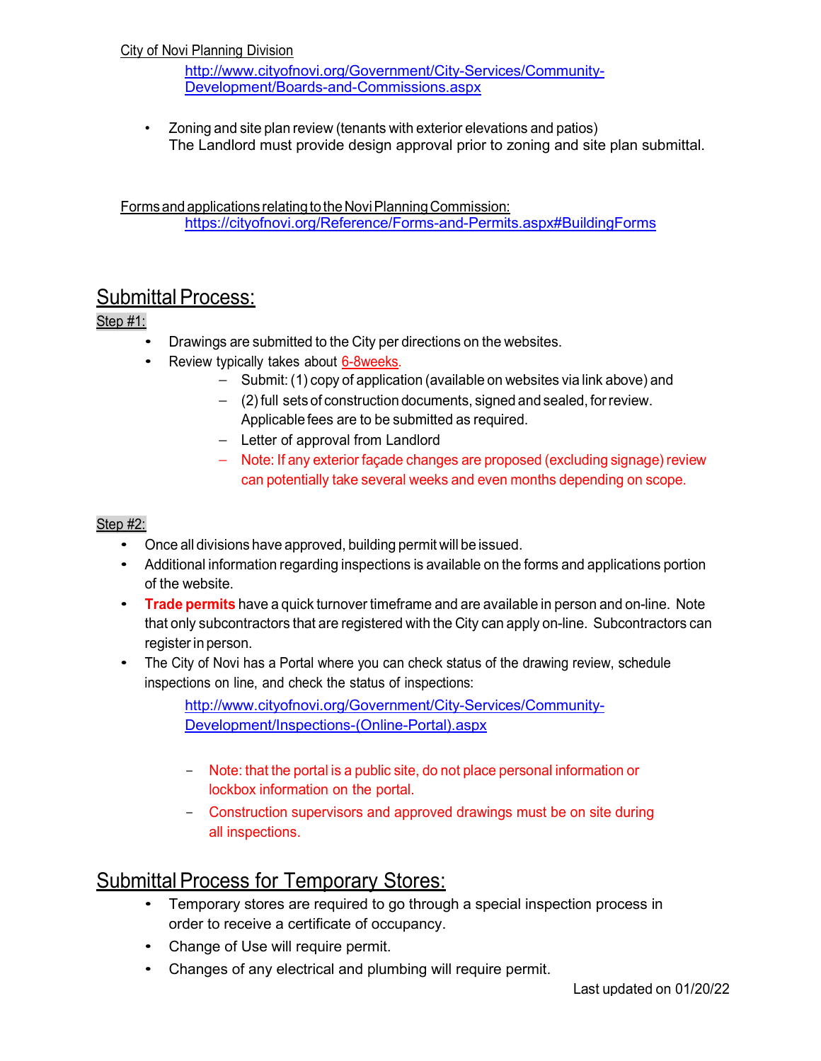City of Novi Planning Division

http://www.cityofnovi.org/Government/City-Services/Community-Development/Boards-and-Commissions.aspx

- Zoning and site plan review (tenants with exterior elevations and patios)
  The Landlord must provide design approval prior to zoning and site plan submittal.

Forms and applications relating to the Novi Planning Commission:

https://cityofnovi.org/Reference/Forms-and-Permits.aspx#BuildingForms

## Submittal Process:

Step #1:

- Drawings are submitted to the City per directions on the websites.
- Review typically takes about 6-8weeks.
  - Submit: (1) copy of application (available on websites via link above) and
  - (2) full sets of construction documents, signed and sealed, for review. Applicable fees are to be submitted as required.
  - Letter of approval from Landlord
  - Note: If any exterior façade changes are proposed (excluding signage) review can potentially take several weeks and even months depending on scope.

Step #2:

- Once all divisions have approved, building permit will be issued.
- Additional information regarding inspections is available on the forms and applications portion of the website.
- **Trade permits** have a quick turnover timeframe and are available in person and on-line. Note that only subcontractors that are registered with the City can apply on-line. Subcontractors can register in person.
- The City of Novi has a Portal where you can check status of the drawing review, schedule inspections on line, and check the status of inspections:

  http://www.cityofnovi.org/Government/City-Services/Community-Development/Inspections-(Online-Portal).aspx

  - Note: that the portal is a public site, do not place personal information or lockbox information on the portal.
  - Construction supervisors and approved drawings must be on site during all inspections.

## Submittal Process for Temporary Stores:

- Temporary stores are required to go through a special inspection process in order to receive a certificate of occupancy.
- Change of Use will require permit.
- Changes of any electrical and plumbing will require permit.

Last updated on 01/20/22